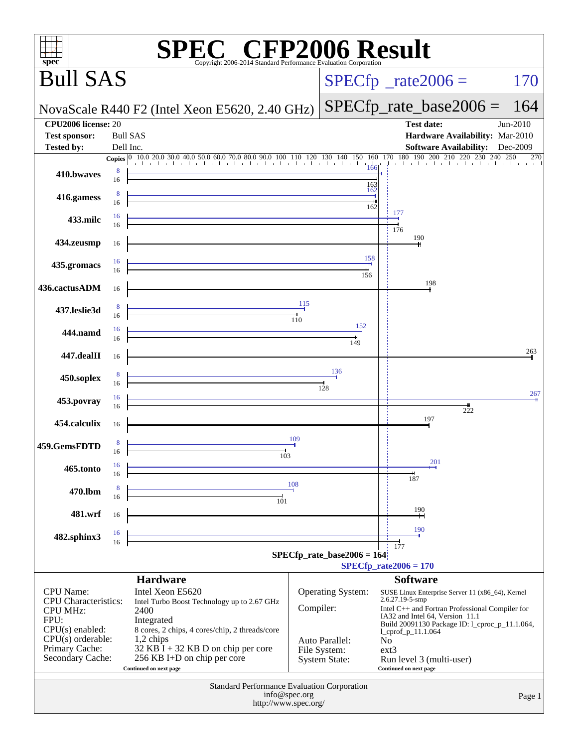# SPEC® CFP2006 Result

Copyright 2006-2014 Standard Performance Evaluation Corporation

## Bull SAS

NovaScale R440 F2 (Intel Xeon E5620, 2.40 GHz)

SPECfp_rate2006 = 170

SPECfp_rate_base2006 = 164

| | | | |
|---|---|---|---|
| **CPU2006 license:** | 20 | **Test date:** | Jun-2010 |
| **Test sponsor:** | Bull SAS | **Hardware Availability:** | Mar-2010 |
| **Tested by:** | Dell Inc. | **Software Availability:** | Dec-2009 |

| Benchmark | Copies (peak) | Peak | Copies (base) | Base |
|---|---|---|---|---|
| 410.bwaves | 8 | 166 | 16 | 163 |
| 416.gamess | 8 | 162 | 16 | 162 |
| 433.milc | 16 | 177 | 16 | 176 |
| 434.zeusmp | | | 16 | 190 |
| 435.gromacs | 16 | 158 | 16 | 156 |
| 436.cactusADM | | | 16 | 198 |
| 437.leslie3d | 8 | 115 | 16 | 110 |
| 444.namd | 16 | 152 | 16 | 149 |
| 447.dealII | | | 16 | 263 |
| 450.soplex | 8 | 136 | 16 | 128 |
| 453.povray | 16 | 267 | 16 | 222 |
| 454.calculix | | | 16 | 197 |
| 459.GemsFDTD | 8 | 109 | 16 | 103 |
| 465.tonto | 16 | 201 | 16 | 187 |
| 470.lbm | 8 | 108 | 16 | 101 |
| 481.wrf | | | 16 | 190 |
| 482.sphinx3 | 16 | 190 | 16 | 177 |

SPECfp_rate_base2006 = 164

SPECfp_rate2006 = 170

## Hardware

| | |
|---|---|
| CPU Name: | Intel Xeon E5620 |
| CPU Characteristics: | Intel Turbo Boost Technology up to 2.67 GHz |
| CPU MHz: | 2400 |
| FPU: | Integrated |
| CPU(s) enabled: | 8 cores, 2 chips, 4 cores/chip, 2 threads/core |
| CPU(s) orderable: | 1,2 chips |
| Primary Cache: | 32 KB I + 32 KB D on chip per core |
| Secondary Cache: | 256 KB I+D on chip per core |

Continued on next page

## Software

| | |
|---|---|
| Operating System: | SUSE Linux Enterprise Server 11 (x86_64), Kernel 2.6.27.19-5-smp |
| Compiler: | Intel C++ and Fortran Professional Compiler for IA32 and Intel 64, Version 11.1 Build 20091130 Package ID: l_cproc_p_11.1.064, l_cprof_p_11.1.064 |
| Auto Parallel: | No |
| File System: | ext3 |
| System State: | Run level 3 (multi-user) |

Continued on next page

Standard Performance Evaluation Corporation
info@spec.org
http://www.spec.org/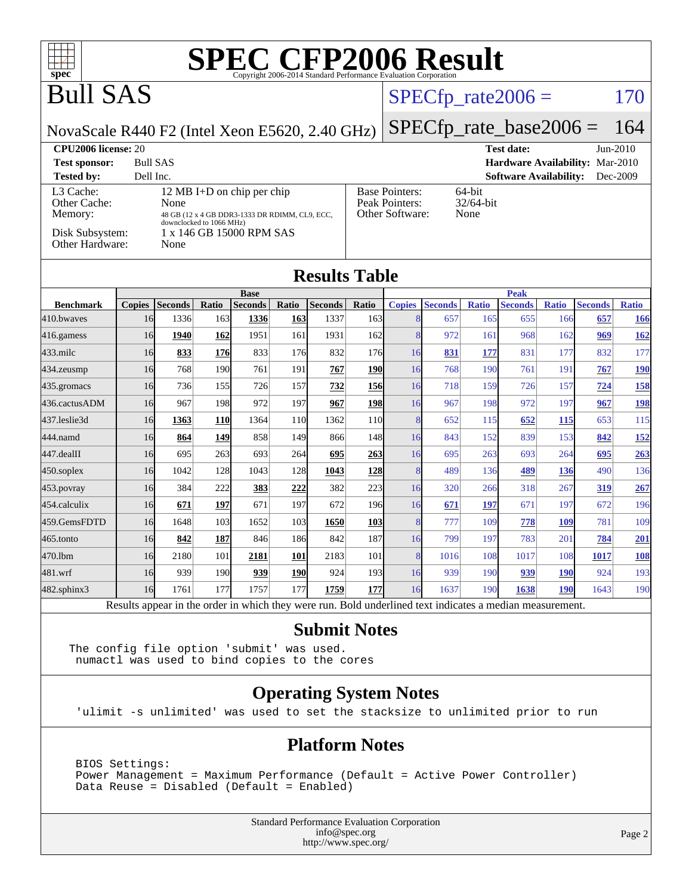# SPEC CFP2006 Result

Copyright 2006-2014 Standard Performance Evaluation Corporation

## Bull SAS

NovaScale R440 F2 (Intel Xeon E5620, 2.40 GHz)

SPECfp_rate2006 = 170

SPECfp_rate_base2006 = 164

| | | | |
|---|---|---|---|
| **CPU2006 license:** 20 | | **Test date:** | Jun-2010 |
| **Test sponsor:** | Bull SAS | **Hardware Availability:** | Mar-2010 |
| **Tested by:** | Dell Inc. | **Software Availability:** | Dec-2009 |

| | | | |
|---|---|---|---|
| L3 Cache: | 12 MB I+D on chip per chip | Base Pointers: | 64-bit |
| Other Cache: | None | Peak Pointers: | 32/64-bit |
| Memory: | 48 GB (12 x 4 GB DDR3-1333 DR RDIMM, CL9, ECC, downclocked to 1066 MHz) | Other Software: | None |
| Disk Subsystem: | 1 x 146 GB 15000 RPM SAS | | |
| Other Hardware: | None | | |

## Results Table

| | Base | | | | | | | Peak | | | | | | |
|---|---|---|---|---|---|---|---|---|---|---|---|---|---|---|
| **Benchmark** | **Copies** | **Seconds** | **Ratio** | **Seconds** | **Ratio** | **Seconds** | **Ratio** | **Copies** | **Seconds** | **Ratio** | **Seconds** | **Ratio** | **Seconds** | **Ratio** |
| 410.bwaves | 16 | 1336 | 163 | **1336** | **163** | 1337 | 163 | 8 | 657 | 165 | 655 | 166 | **657** | **166** |
| 416.gamess | 16 | **1940** | **162** | 1951 | 161 | 1931 | 162 | 8 | 972 | 161 | 968 | 162 | **969** | **162** |
| 433.milc | 16 | **833** | **176** | 833 | 176 | 832 | 176 | 16 | **831** | **177** | 831 | 177 | 832 | 177 |
| 434.zeusmp | 16 | 768 | 190 | 761 | 191 | **767** | **190** | 16 | 768 | 190 | 761 | 191 | **767** | **190** |
| 435.gromacs | 16 | 736 | 155 | 726 | 157 | **732** | **156** | 16 | 718 | 159 | 726 | 157 | **724** | **158** |
| 436.cactusADM | 16 | 967 | 198 | 972 | 197 | **967** | **198** | 16 | 967 | 198 | 972 | 197 | **967** | **198** |
| 437.leslie3d | 16 | **1363** | **110** | 1364 | 110 | 1362 | 110 | 8 | 652 | 115 | **652** | **115** | 653 | 115 |
| 444.namd | 16 | **864** | **149** | 858 | 149 | 866 | 148 | 16 | 843 | 152 | 839 | 153 | **842** | **152** |
| 447.dealII | 16 | 695 | 263 | 693 | 264 | **695** | **263** | 16 | 695 | 263 | 693 | 264 | **695** | **263** |
| 450.soplex | 16 | 1042 | 128 | 1043 | 128 | **1043** | **128** | 8 | 489 | 136 | **489** | **136** | 490 | 136 |
| 453.povray | 16 | 384 | 222 | **383** | **222** | 382 | 223 | 16 | 320 | 266 | 318 | 267 | **319** | **267** |
| 454.calculix | 16 | **671** | **197** | 671 | 197 | 672 | 196 | 16 | **671** | **197** | 671 | 197 | 672 | 196 |
| 459.GemsFDTD | 16 | 1648 | 103 | 1652 | 103 | **1650** | **103** | 8 | 777 | 109 | **778** | **109** | 781 | 109 |
| 465.tonto | 16 | **842** | **187** | 846 | 186 | 842 | 187 | 16 | 799 | 197 | 783 | 201 | **784** | **201** |
| 470.lbm | 16 | 2180 | 101 | **2181** | **101** | 2183 | 101 | 8 | 1016 | 108 | 1017 | 108 | **1017** | **108** |
| 481.wrf | 16 | 939 | 190 | **939** | **190** | 924 | 193 | 16 | 939 | 190 | **939** | **190** | 924 | 193 |
| 482.sphinx3 | 16 | 1761 | 177 | 1757 | 177 | **1759** | **177** | 16 | 1637 | 190 | **1638** | **190** | 1643 | 190 |

Results appear in the order in which they were run. Bold underlined text indicates a median measurement.

## Submit Notes

```
The config file option 'submit' was used.
 numactl was used to bind copies to the cores
```

## Operating System Notes

```
'ulimit -s unlimited' was used to set the stacksize to unlimited prior to run
```

## Platform Notes

```
BIOS Settings:
Power Management = Maximum Performance (Default = Active Power Controller)
Data Reuse = Disabled (Default = Enabled)
```

Standard Performance Evaluation Corporation
info@spec.org
http://www.spec.org/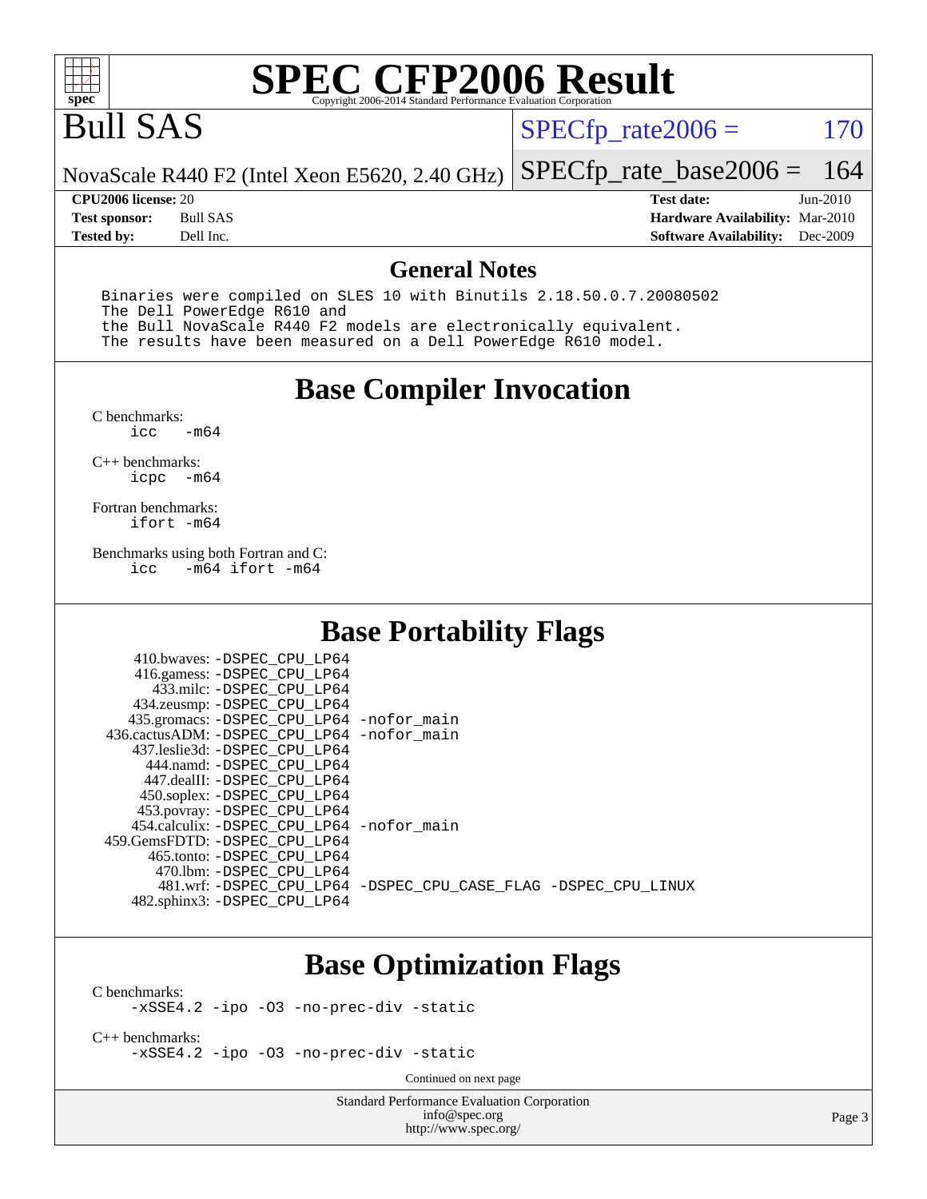# SPEC CFP2006 Result

Copyright 2006-2014 Standard Performance Evaluation Corporation

# Bull SAS

NovaScale R440 F2 (Intel Xeon E5620, 2.40 GHz)

SPECfp_rate2006 = 170

SPECfp_rate_base2006 = 164

| **CPU2006 license:** 20 | **Test date:** Jun-2010 |
|---|---|
| **Test sponsor:** Bull SAS | **Hardware Availability:** Mar-2010 |
| **Tested by:** Dell Inc. | **Software Availability:** Dec-2009 |

## General Notes

```
Binaries were compiled on SLES 10 with Binutils 2.18.50.0.7.20080502
The Dell PowerEdge R610 and
the Bull NovaScale R440 F2 models are electronically equivalent.
The results have been measured on a Dell PowerEdge R610 model.
```

## Base Compiler Invocation

C benchmarks:
```
icc   -m64
```

C++ benchmarks:
```
icpc  -m64
```

Fortran benchmarks:
```
ifort -m64
```

Benchmarks using both Fortran and C:
```
icc   -m64 ifort -m64
```

## Base Portability Flags

```
    410.bwaves: -DSPEC_CPU_LP64
    416.gamess: -DSPEC_CPU_LP64
      433.milc: -DSPEC_CPU_LP64
    434.zeusmp: -DSPEC_CPU_LP64
   435.gromacs: -DSPEC_CPU_LP64 -nofor_main
  436.cactusADM: -DSPEC_CPU_LP64 -nofor_main
   437.leslie3d: -DSPEC_CPU_LP64
      444.namd: -DSPEC_CPU_LP64
    447.dealII: -DSPEC_CPU_LP64
    450.soplex: -DSPEC_CPU_LP64
    453.povray: -DSPEC_CPU_LP64
  454.calculix: -DSPEC_CPU_LP64 -nofor_main
  459.GemsFDTD: -DSPEC_CPU_LP64
     465.tonto: -DSPEC_CPU_LP64
       470.lbm: -DSPEC_CPU_LP64
       481.wrf: -DSPEC_CPU_LP64 -DSPEC_CPU_CASE_FLAG -DSPEC_CPU_LINUX
   482.sphinx3: -DSPEC_CPU_LP64
```

## Base Optimization Flags

C benchmarks:
```
-xSSE4.2 -ipo -O3 -no-prec-div -static
```

C++ benchmarks:
```
-xSSE4.2 -ipo -O3 -no-prec-div -static
```

Continued on next page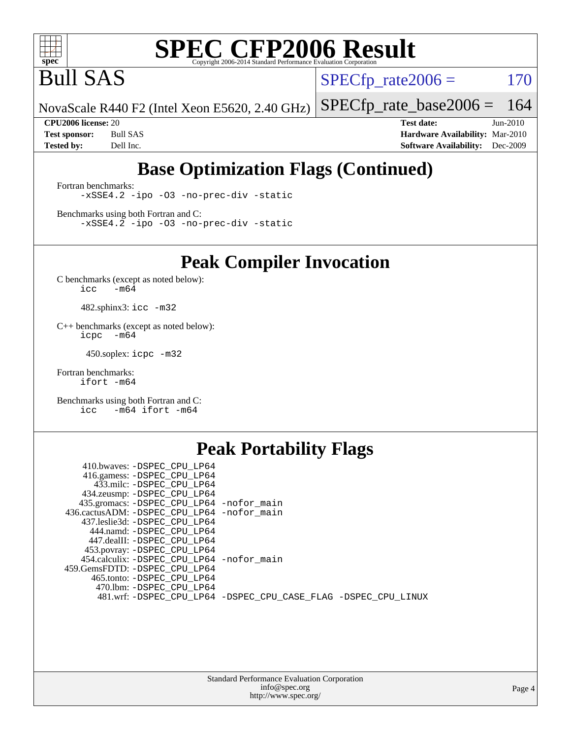# SPEC CFP2006 Result

Copyright 2006-2014 Standard Performance Evaluation Corporation

## Bull SAS

NovaScale R440 F2 (Intel Xeon E5620, 2.40 GHz)

SPECfp_rate2006 = 170

SPECfp_rate_base2006 = 164

**CPU2006 license:** 20
**Test sponsor:** Bull SAS
**Tested by:** Dell Inc.

**Test date:** Jun-2010
**Hardware Availability:** Mar-2010
**Software Availability:** Dec-2009

## Base Optimization Flags (Continued)

Fortran benchmarks:

```
-xSSE4.2 -ipo -O3 -no-prec-div -static
```

Benchmarks using both Fortran and C:

```
-xSSE4.2 -ipo -O3 -no-prec-div -static
```

## Peak Compiler Invocation

C benchmarks (except as noted below):

```
icc   -m64
```

482.sphinx3: `icc -m32`

C++ benchmarks (except as noted below):

```
icpc  -m64
```

450.soplex: `icpc -m32`

Fortran benchmarks:

```
ifort -m64
```

Benchmarks using both Fortran and C:

```
icc   -m64 ifort -m64
```

## Peak Portability Flags

```
    410.bwaves: -DSPEC_CPU_LP64
   416.gamess: -DSPEC_CPU_LP64
      433.milc: -DSPEC_CPU_LP64
   434.zeusmp: -DSPEC_CPU_LP64
  435.gromacs: -DSPEC_CPU_LP64 -nofor_main
436.cactusADM: -DSPEC_CPU_LP64 -nofor_main
  437.leslie3d: -DSPEC_CPU_LP64
     444.namd: -DSPEC_CPU_LP64
    447.dealII: -DSPEC_CPU_LP64
   453.povray: -DSPEC_CPU_LP64
  454.calculix: -DSPEC_CPU_LP64 -nofor_main
459.GemsFDTD: -DSPEC_CPU_LP64
    465.tonto: -DSPEC_CPU_LP64
      470.lbm: -DSPEC_CPU_LP64
      481.wrf: -DSPEC_CPU_LP64 -DSPEC_CPU_CASE_FLAG -DSPEC_CPU_LINUX
```

Standard Performance Evaluation Corporation
info@spec.org
http://www.spec.org/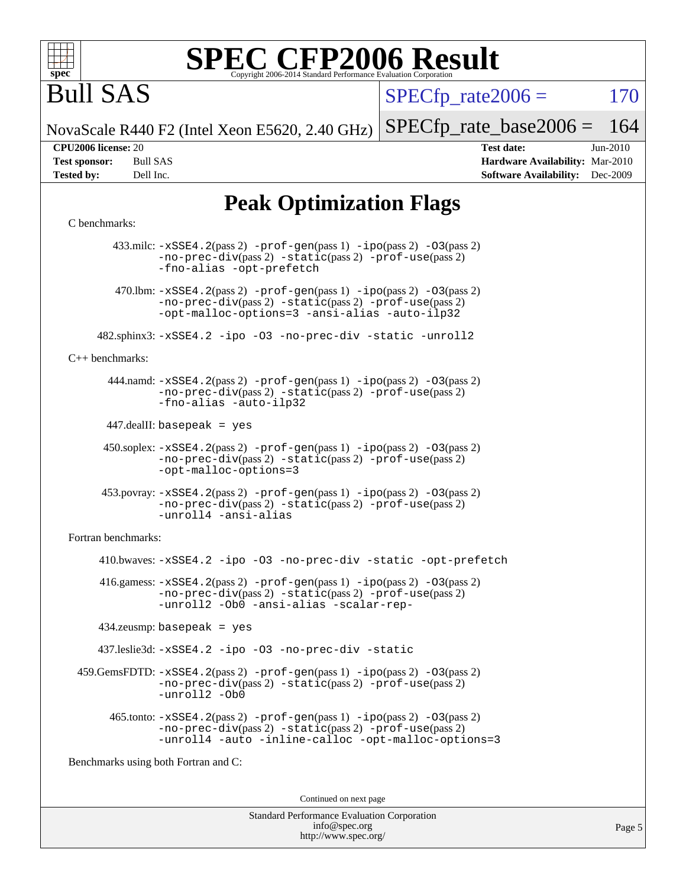# SPEC CFP2006 Result

Copyright 2006-2014 Standard Performance Evaluation Corporation

# Bull SAS

NovaScale R440 F2 (Intel Xeon E5620, 2.40 GHz)

SPECfp_rate2006 = 170

SPECfp_rate_base2006 = 164

| | | | |
|---|---|---|---|
| **CPU2006 license:** | 20 | **Test date:** | Jun-2010 |
| **Test sponsor:** | Bull SAS | **Hardware Availability:** | Mar-2010 |
| **Tested by:** | Dell Inc. | **Software Availability:** | Dec-2009 |

## Peak Optimization Flags

C benchmarks:

433.milc: `-xSSE4.2`(pass 2) `-prof-gen`(pass 1) `-ipo`(pass 2) `-O3`(pass 2) `-no-prec-div`(pass 2) `-static`(pass 2) `-prof-use`(pass 2) `-fno-alias` `-opt-prefetch`

470.lbm: `-xSSE4.2`(pass 2) `-prof-gen`(pass 1) `-ipo`(pass 2) `-O3`(pass 2) `-no-prec-div`(pass 2) `-static`(pass 2) `-prof-use`(pass 2) `-opt-malloc-options=3` `-ansi-alias` `-auto-ilp32`

482.sphinx3: `-xSSE4.2` `-ipo` `-O3` `-no-prec-div` `-static` `-unroll2`

C++ benchmarks:

444.namd: `-xSSE4.2`(pass 2) `-prof-gen`(pass 1) `-ipo`(pass 2) `-O3`(pass 2) `-no-prec-div`(pass 2) `-static`(pass 2) `-prof-use`(pass 2) `-fno-alias` `-auto-ilp32`

447.dealII: `basepeak = yes`

450.soplex: `-xSSE4.2`(pass 2) `-prof-gen`(pass 1) `-ipo`(pass 2) `-O3`(pass 2) `-no-prec-div`(pass 2) `-static`(pass 2) `-prof-use`(pass 2) `-opt-malloc-options=3`

453.povray: `-xSSE4.2`(pass 2) `-prof-gen`(pass 1) `-ipo`(pass 2) `-O3`(pass 2) `-no-prec-div`(pass 2) `-static`(pass 2) `-prof-use`(pass 2) `-unroll4` `-ansi-alias`

Fortran benchmarks:

410.bwaves: `-xSSE4.2` `-ipo` `-O3` `-no-prec-div` `-static` `-opt-prefetch`

416.gamess: `-xSSE4.2`(pass 2) `-prof-gen`(pass 1) `-ipo`(pass 2) `-O3`(pass 2) `-no-prec-div`(pass 2) `-static`(pass 2) `-prof-use`(pass 2) `-unroll2` `-Ob0` `-ansi-alias` `-scalar-rep-`

434.zeusmp: `basepeak = yes`

437.leslie3d: `-xSSE4.2` `-ipo` `-O3` `-no-prec-div` `-static`

459.GemsFDTD: `-xSSE4.2`(pass 2) `-prof-gen`(pass 1) `-ipo`(pass 2) `-O3`(pass 2) `-no-prec-div`(pass 2) `-static`(pass 2) `-prof-use`(pass 2) `-unroll2` `-Ob0`

465.tonto: `-xSSE4.2`(pass 2) `-prof-gen`(pass 1) `-ipo`(pass 2) `-O3`(pass 2) `-no-prec-div`(pass 2) `-static`(pass 2) `-prof-use`(pass 2) `-unroll4` `-auto` `-inline-calloc` `-opt-malloc-options=3`

Benchmarks using both Fortran and C:

Continued on next page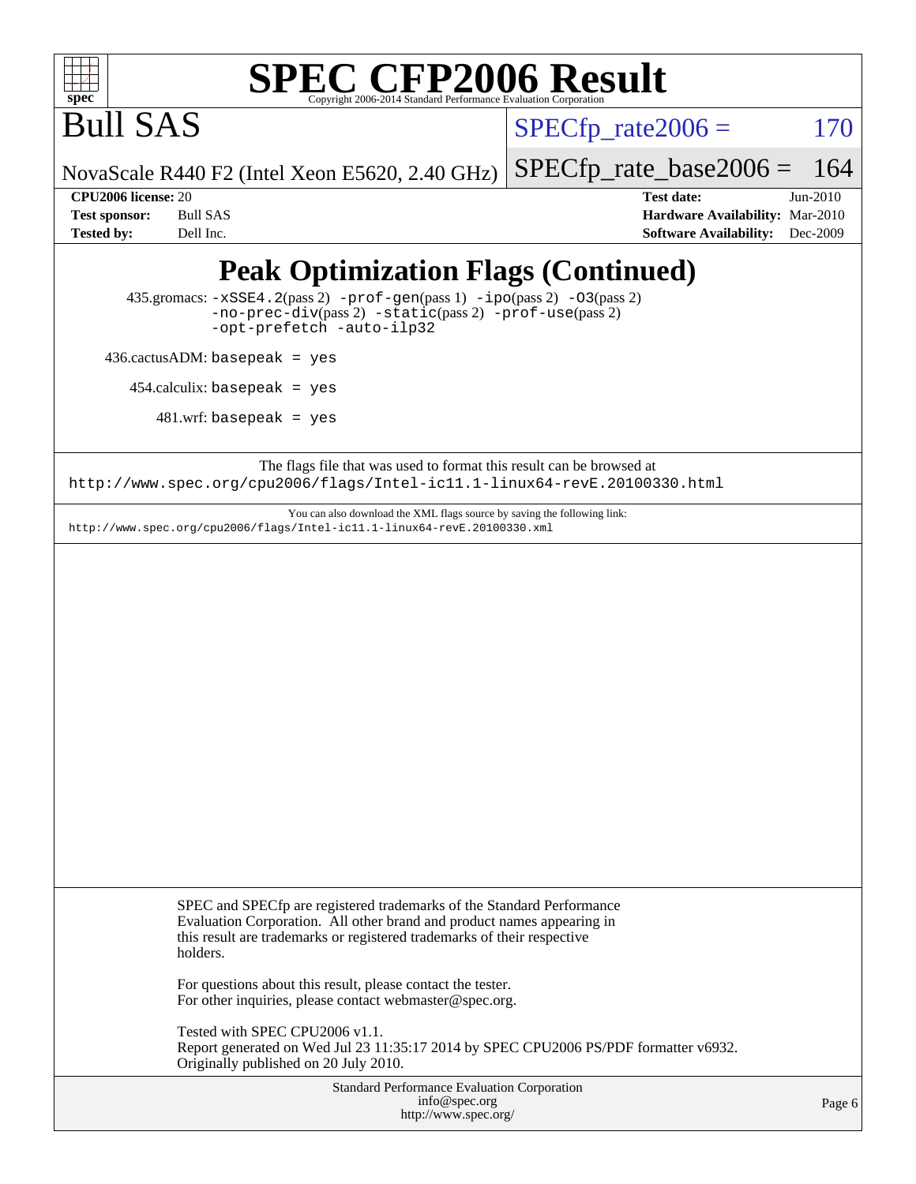# Peak Optimization Flags (Continued)

435.gromacs: -xSSE4.2(pass 2) -prof-gen(pass 1) -ipo(pass 2) -O3(pass 2) -no-prec-div(pass 2) -static(pass 2) -prof-use(pass 2) -opt-prefetch -auto-ilp32

436.cactusADM: basepeak = yes

454.calculix: basepeak = yes

481.wrf: basepeak = yes

The flags file that was used to format this result can be browsed at
http://www.spec.org/cpu2006/flags/Intel-ic11.1-linux64-revE.20100330.html

You can also download the XML flags source by saving the following link:
http://www.spec.org/cpu2006/flags/Intel-ic11.1-linux64-revE.20100330.xml

SPEC and SPECfp are registered trademarks of the Standard Performance Evaluation Corporation. All other brand and product names appearing in this result are trademarks or registered trademarks of their respective holders.

For questions about this result, please contact the tester.
For other inquiries, please contact webmaster@spec.org.

Tested with SPEC CPU2006 v1.1.
Report generated on Wed Jul 23 11:35:17 2014 by SPEC CPU2006 PS/PDF formatter v6932.
Originally published on 20 July 2010.